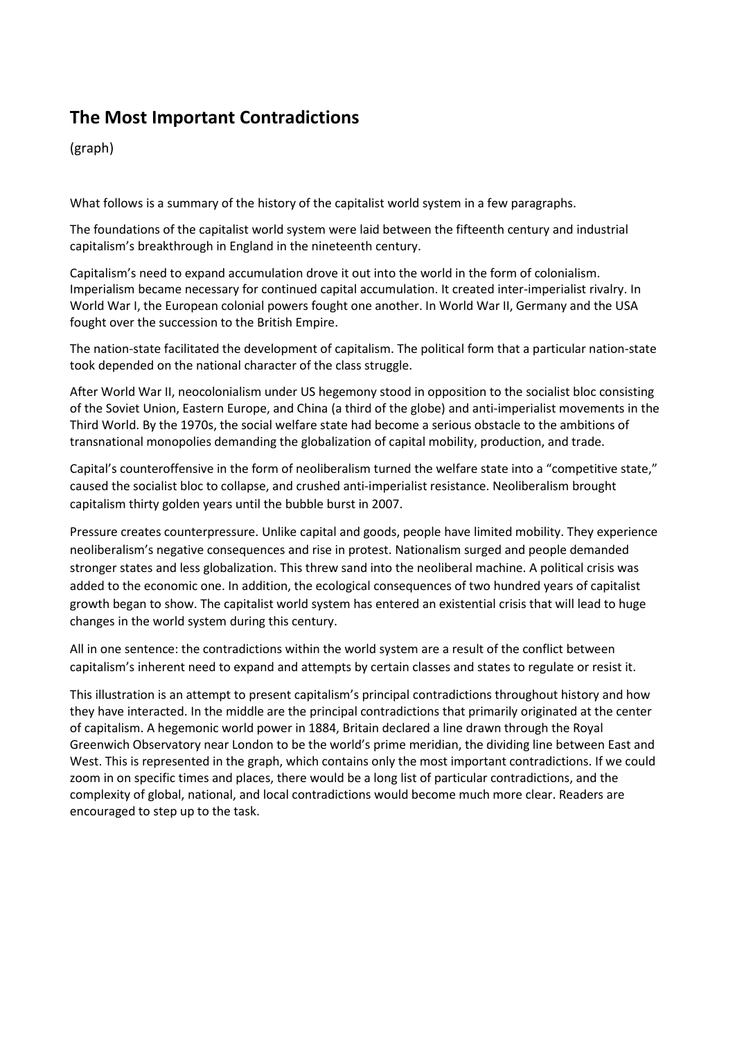## The Most Important Contradictions

(graph)

What follows is a summary of the history of the capitalist world system in a few paragraphs.

The foundations of the capitalist world system were laid between the fifteenth century and industrial capitalism's breakthrough in England in the nineteenth century.

Capitalism's need to expand accumulation drove it out into the world in the form of colonialism. Imperialism became necessary for continued capital accumulation. It created inter-imperialist rivalry. In World War I, the European colonial powers fought one another. In World War II, Germany and the USA fought over the succession to the British Empire.

The nation-state facilitated the development of capitalism. The political form that a particular nation-state took depended on the national character of the class struggle.

After World War II, neocolonialism under US hegemony stood in opposition to the socialist bloc consisting of the Soviet Union, Eastern Europe, and China (a third of the globe) and anti-imperialist movements in the Third World. By the 1970s, the social welfare state had become a serious obstacle to the ambitions of transnational monopolies demanding the globalization of capital mobility, production, and trade.

Capital's counteroffensive in the form of neoliberalism turned the welfare state into a "competitive state," caused the socialist bloc to collapse, and crushed anti-imperialist resistance. Neoliberalism brought capitalism thirty golden years until the bubble burst in 2007.

Pressure creates counterpressure. Unlike capital and goods, people have limited mobility. They experience neoliberalism's negative consequences and rise in protest. Nationalism surged and people demanded stronger states and less globalization. This threw sand into the neoliberal machine. A political crisis was added to the economic one. In addition, the ecological consequences of two hundred years of capitalist growth began to show. The capitalist world system has entered an existential crisis that will lead to huge changes in the world system during this century.

All in one sentence: the contradictions within the world system are a result of the conflict between capitalism's inherent need to expand and attempts by certain classes and states to regulate or resist it.

This illustration is an attempt to present capitalism's principal contradictions throughout history and how they have interacted. In the middle are the principal contradictions that primarily originated at the center of capitalism. A hegemonic world power in 1884, Britain declared a line drawn through the Royal Greenwich Observatory near London to be the world's prime meridian, the dividing line between East and West. This is represented in the graph, which contains only the most important contradictions. If we could zoom in on specific times and places, there would be a long list of particular contradictions, and the complexity of global, national, and local contradictions would become much more clear. Readers are encouraged to step up to the task.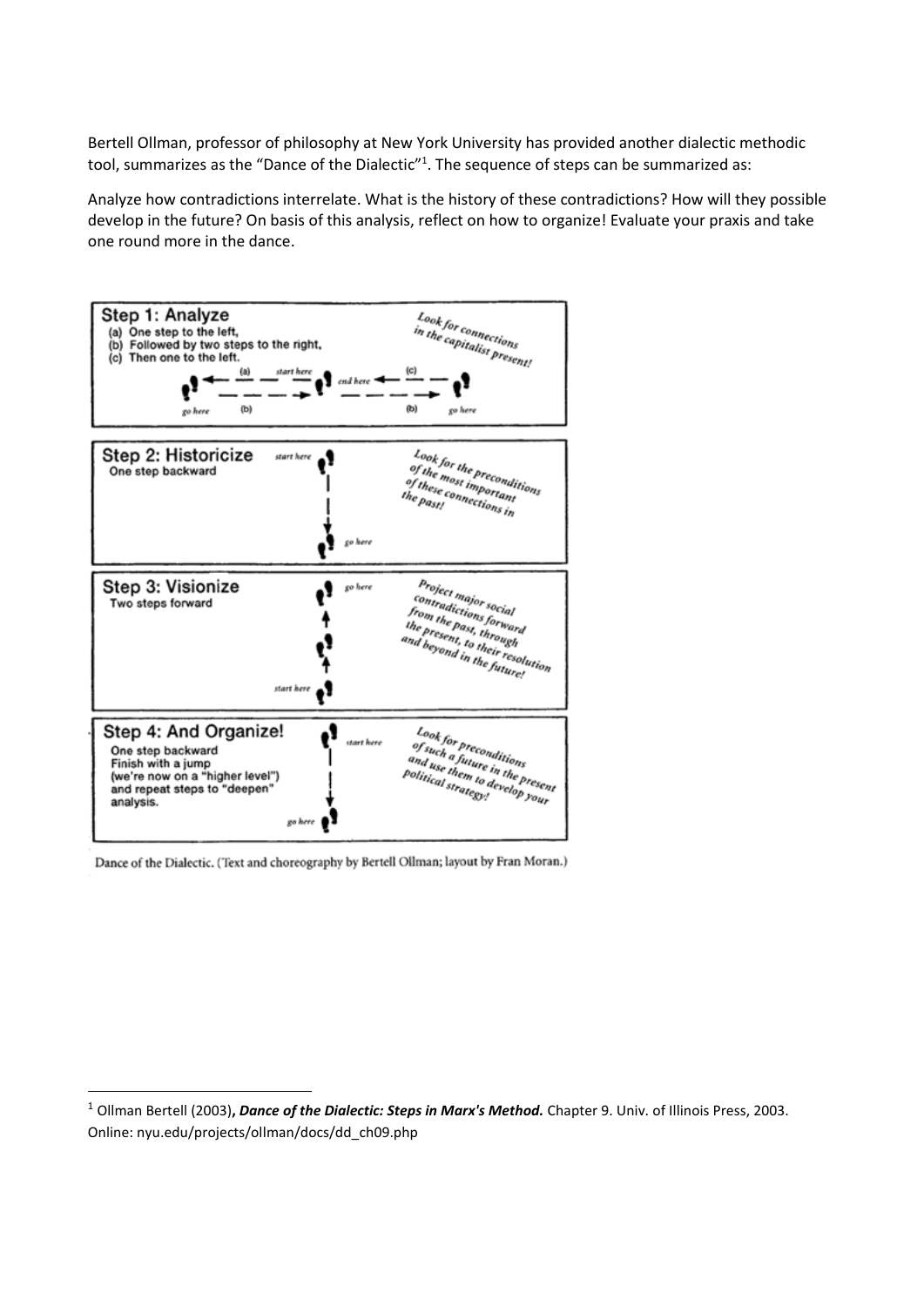Bertell Ollman, professor of philosophy at New York University has provided another dialectic methodic tool, summarizes as the "Dance of the Dialectic"[1]. The sequence of steps can be summarized as:

Analyze how contradictions interrelate. What is the history of these contradictions? How will they possible develop in the future? On basis of this analysis, reflect on how to organize! Evaluate your praxis and take one round more in the dance.

Step 1: Analyze
(a) One step to the left,
(b) Followed by two steps to the right,
(c) Then one to the left.
(a) start here end here (c)
go here (b) (b) go here
Look for connections in the capitalist present!

Step 2: Historicize
One step backward
start here
go here
Look for the preconditions of the most important of these connections in the past!

Step 3: Visionize
Two steps forward
go here
start here
Project major social contradictions forward from the past, through the present, to their resolution and beyond in the future!

Step 4: And Organize!
One step backward
Finish with a jump
(we're now on a "higher level")
and repeat steps to "deepen" analysis.
start here
go here
Look for preconditions of such a future in the present and use them to develop your political strategy!

Dance of the Dialectic. (Text and choreography by Bertell Ollman; layout by Fran Moran.)

---

[1] Ollman Bertell (2003), ***Dance of the Dialectic: Steps in Marx's Method.*** Chapter 9. Univ. of Illinois Press, 2003. Online: nyu.edu/projects/ollman/docs/dd_ch09.php